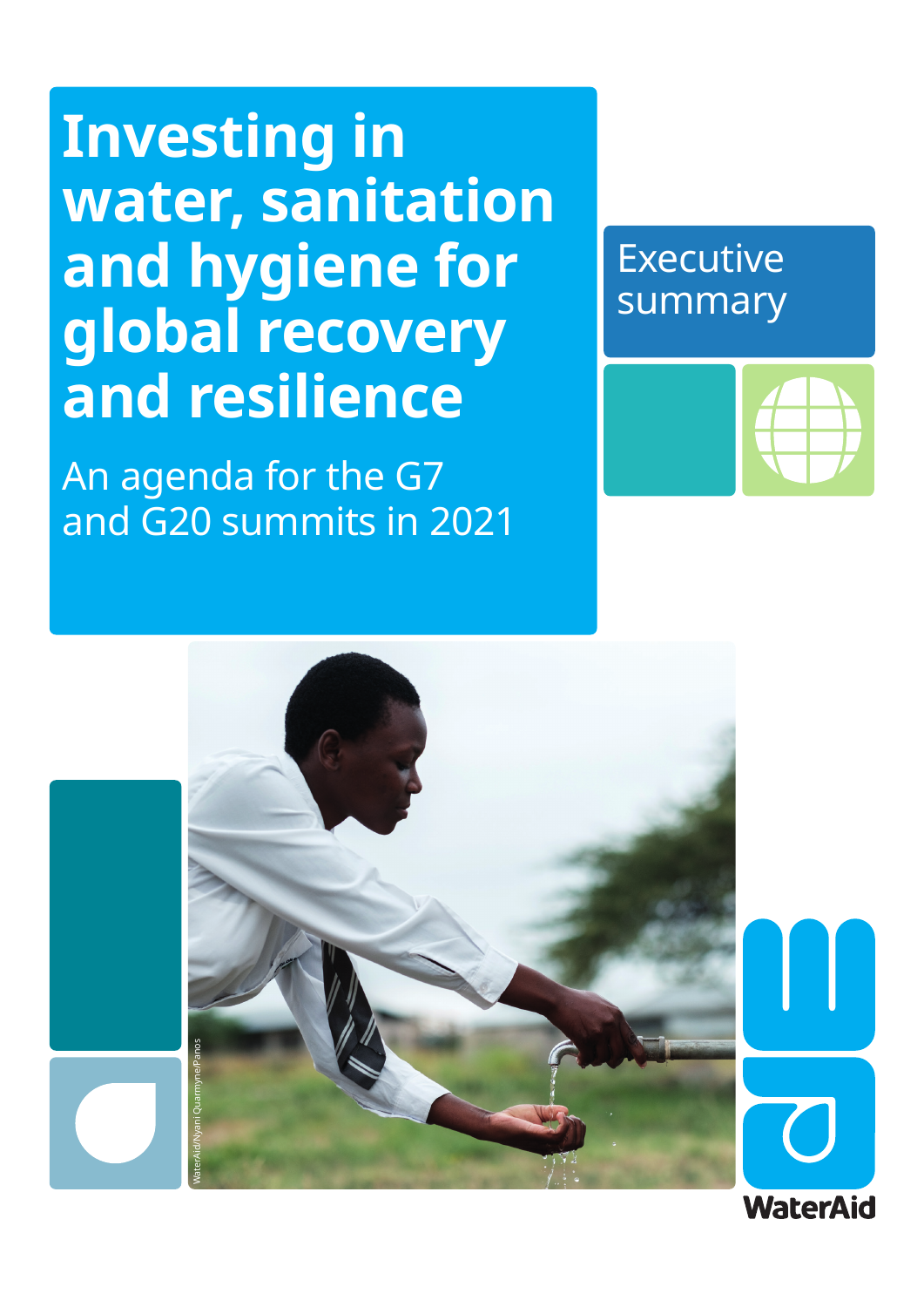# Investing in water, sanitation and hygiene for global recovery and resilience

An agenda for the G7 and G20 summits in 2021

Executive summary

WaterAid/Nyani Quarmyne/Panos

WaterAid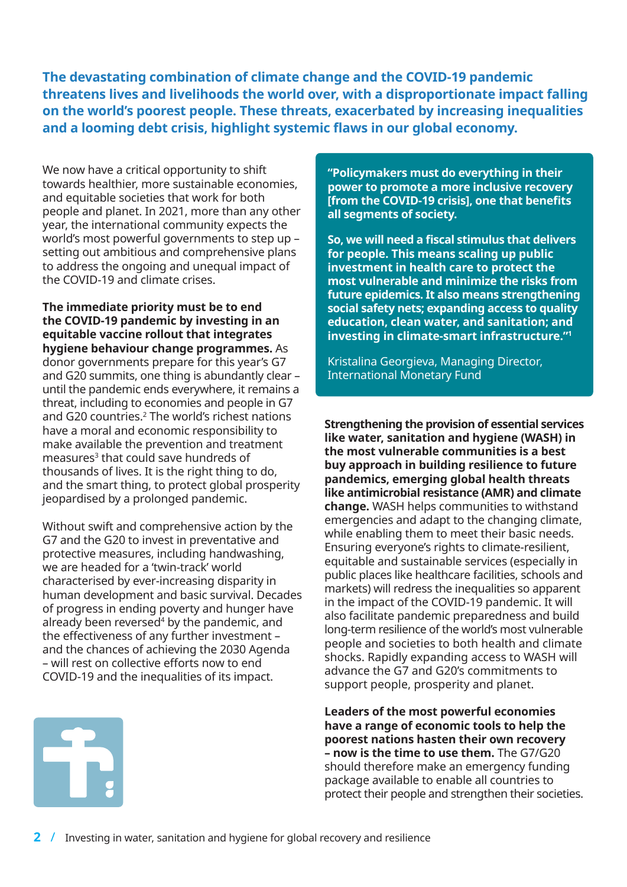**The devastating combination of climate change and the COVID-19 pandemic threatens lives and livelihoods the world over, with a disproportionate impact falling on the world's poorest people. These threats, exacerbated by increasing inequalities and a looming debt crisis, highlight systemic flaws in our global economy.**

We now have a critical opportunity to shift towards healthier, more sustainable economies, and equitable societies that work for both people and planet. In 2021, more than any other year, the international community expects the world's most powerful governments to step up – setting out ambitious and comprehensive plans to address the ongoing and unequal impact of the COVID-19 and climate crises.

**The immediate priority must be to end the COVID-19 pandemic by investing in an equitable vaccine rollout that integrates hygiene behaviour change programmes.** As donor governments prepare for this year's G7 and G20 summits, one thing is abundantly clear – until the pandemic ends everywhere, it remains a threat, including to economies and people in G7 and G20 countries.[2] The world's richest nations have a moral and economic responsibility to make available the prevention and treatment measures[3] that could save hundreds of thousands of lives. It is the right thing to do, and the smart thing, to protect global prosperity jeopardised by a prolonged pandemic.

Without swift and comprehensive action by the G7 and the G20 to invest in preventative and protective measures, including handwashing, we are headed for a 'twin-track' world characterised by ever-increasing disparity in human development and basic survival. Decades of progress in ending poverty and hunger have already been reversed[4] by the pandemic, and the effectiveness of any further investment – and the chances of achieving the 2030 Agenda – will rest on collective efforts now to end COVID-19 and the inequalities of its impact.

> **"Policymakers must do everything in their power to promote a more inclusive recovery [from the COVID-19 crisis], one that benefits all segments of society.**
>
> **So, we will need a fiscal stimulus that delivers for people. This means scaling up public investment in health care to protect the most vulnerable and minimize the risks from future epidemics. It also means strengthening social safety nets; expanding access to quality education, clean water, and sanitation; and investing in climate-smart infrastructure."[1]**
>
> Kristalina Georgieva, Managing Director, International Monetary Fund

**Strengthening the provision of essential services like water, sanitation and hygiene (WASH) in the most vulnerable communities is a best buy approach in building resilience to future pandemics, emerging global health threats like antimicrobial resistance (AMR) and climate change.** WASH helps communities to withstand emergencies and adapt to the changing climate, while enabling them to meet their basic needs. Ensuring everyone's rights to climate-resilient, equitable and sustainable services (especially in public places like healthcare facilities, schools and markets) will redress the inequalities so apparent in the impact of the COVID-19 pandemic. It will also facilitate pandemic preparedness and build long-term resilience of the world's most vulnerable people and societies to both health and climate shocks. Rapidly expanding access to WASH will advance the G7 and G20's commitments to support people, prosperity and planet.

**Leaders of the most powerful economies have a range of economic tools to help the poorest nations hasten their own recovery – now is the time to use them.** The G7/G20 should therefore make an emergency funding package available to enable all countries to protect their people and strengthen their societies.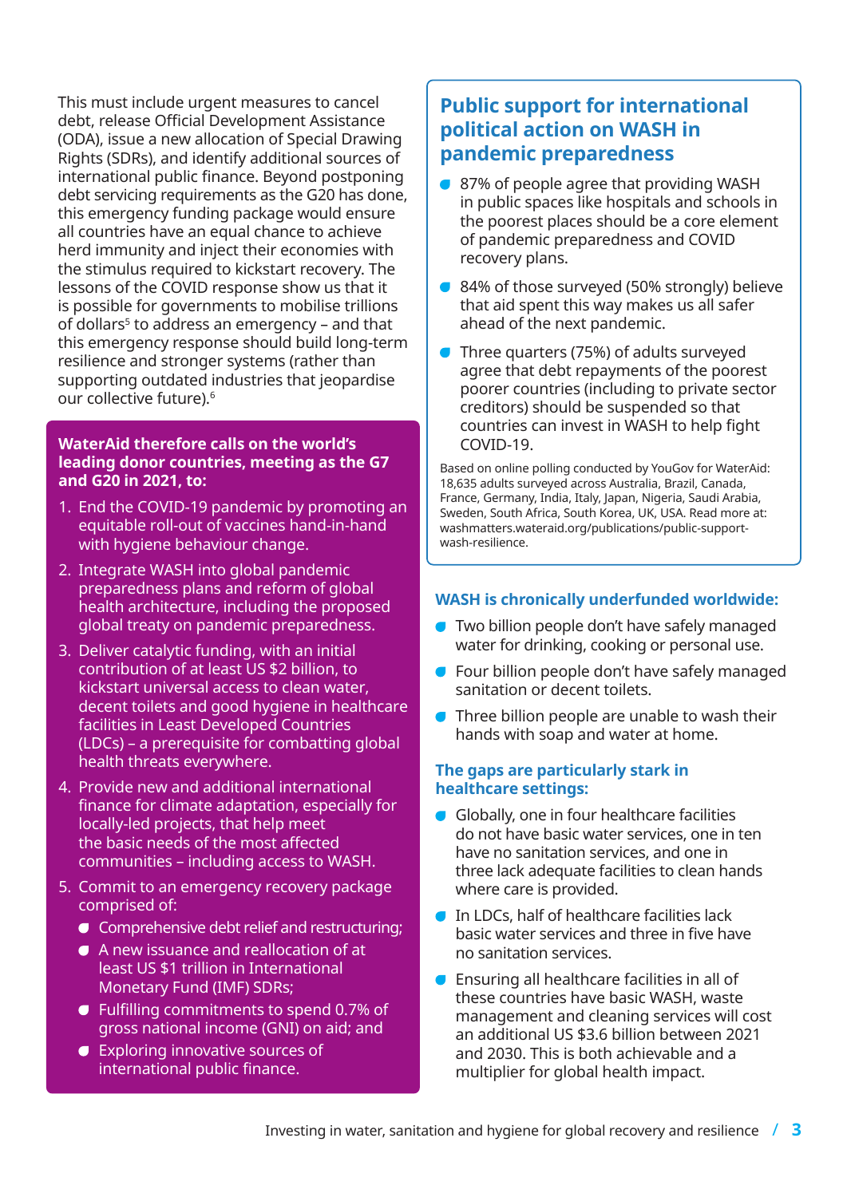This must include urgent measures to cancel debt, release Official Development Assistance (ODA), issue a new allocation of Special Drawing Rights (SDRs), and identify additional sources of international public finance. Beyond postponing debt servicing requirements as the G20 has done, this emergency funding package would ensure all countries have an equal chance to achieve herd immunity and inject their economies with the stimulus required to kickstart recovery. The lessons of the COVID response show us that it is possible for governments to mobilise trillions of dollars[5] to address an emergency – and that this emergency response should build long-term resilience and stronger systems (rather than supporting outdated industries that jeopardise our collective future).[6]

**WaterAid therefore calls on the world's leading donor countries, meeting as the G7 and G20 in 2021, to:**

1. End the COVID-19 pandemic by promoting an equitable roll-out of vaccines hand-in-hand with hygiene behaviour change.
2. Integrate WASH into global pandemic preparedness plans and reform of global health architecture, including the proposed global treaty on pandemic preparedness.
3. Deliver catalytic funding, with an initial contribution of at least US $2 billion, to kickstart universal access to clean water, decent toilets and good hygiene in healthcare facilities in Least Developed Countries (LDCs) – a prerequisite for combatting global health threats everywhere.
4. Provide new and additional international finance for climate adaptation, especially for locally-led projects, that help meet the basic needs of the most affected communities – including access to WASH.
5. Commit to an emergency recovery package comprised of:
   - Comprehensive debt relief and restructuring;
   - A new issuance and reallocation of at least US $1 trillion in International Monetary Fund (IMF) SDRs;
   - Fulfilling commitments to spend 0.7% of gross national income (GNI) on aid; and
   - Exploring innovative sources of international public finance.

## Public support for international political action on WASH in pandemic preparedness

- 87% of people agree that providing WASH in public spaces like hospitals and schools in the poorest places should be a core element of pandemic preparedness and COVID recovery plans.
- 84% of those surveyed (50% strongly) believe that aid spent this way makes us all safer ahead of the next pandemic.
- Three quarters (75%) of adults surveyed agree that debt repayments of the poorest poorer countries (including to private sector creditors) should be suspended so that countries can invest in WASH to help fight COVID-19.

Based on online polling conducted by YouGov for WaterAid: 18,635 adults surveyed across Australia, Brazil, Canada, France, Germany, India, Italy, Japan, Nigeria, Saudi Arabia, Sweden, South Africa, South Korea, UK, USA. Read more at: washmatters.wateraid.org/publications/public-support-wash-resilience.

### WASH is chronically underfunded worldwide:

- Two billion people don't have safely managed water for drinking, cooking or personal use.
- Four billion people don't have safely managed sanitation or decent toilets.
- Three billion people are unable to wash their hands with soap and water at home.

### The gaps are particularly stark in healthcare settings:

- Globally, one in four healthcare facilities do not have basic water services, one in ten have no sanitation services, and one in three lack adequate facilities to clean hands where care is provided.
- In LDCs, half of healthcare facilities lack basic water services and three in five have no sanitation services.
- Ensuring all healthcare facilities in all of these countries have basic WASH, waste management and cleaning services will cost an additional US $3.6 billion between 2021 and 2030. This is both achievable and a multiplier for global health impact.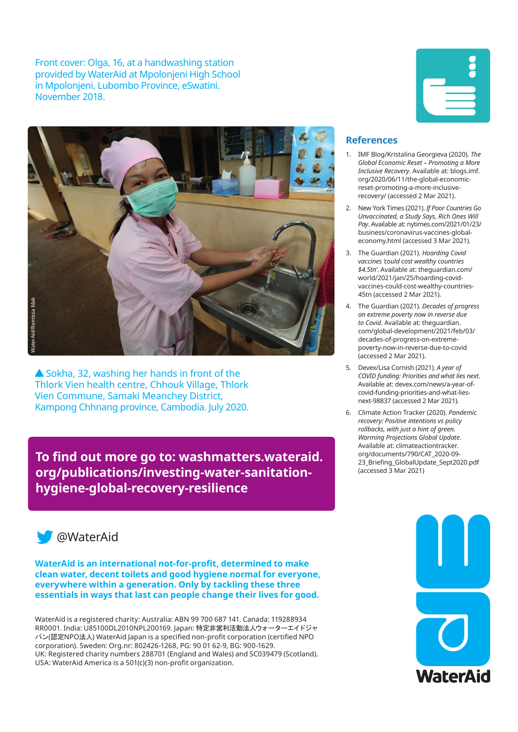Front cover: Olga, 16, at a handwashing station provided by WaterAid at Mpolonjeni High School in Mpolonjeni, Lubombo Province, eSwatini. November 2018.

WaterAid/Remissa Mak

▲ Sokha, 32, washing her hands in front of the Thlork Vien health centre, Chhouk Village, Thlork Vien Commune, Samaki Meanchey District, Kampong Chhnang province, Cambodia. July 2020.

**To find out more go to: washmatters.wateraid.org/publications/investing-water-sanitation-hygiene-global-recovery-resilience**

@WaterAid

**WaterAid is an international not-for-profit, determined to make clean water, decent toilets and good hygiene normal for everyone, everywhere within a generation. Only by tackling these three essentials in ways that last can people change their lives for good.**

WaterAid is a registered charity: Australia: ABN 99 700 687 141. Canada: 119288934 RR0001. India: U85100DL2010NPL200169. Japan: 特定非営利活動法人ウォーターエイドジャパン(認定NPO法人) WaterAid Japan is a specified non-profit corporation (certified NPO corporation). Sweden: Org.nr: 802426-1268, PG: 90 01 62-9, BG: 900-1629. UK: Registered charity numbers 288701 (England and Wales) and SC039479 (Scotland). USA: WaterAid America is a 501(c)(3) non-profit organization.

## References

1. IMF Blog/Kristalina Georgieva (2020). *The Global Economic Reset – Promoting a More Inclusive Recovery*. Available at: blogs.imf.org/2020/06/11/the-global-economic-reset-promoting-a-more-inclusive-recovery/ (accessed 2 Mar 2021).
2. New York Times (2021). *If Poor Countries Go Unvaccinated, a Study Says, Rich Ones Will Pay*. Available at: nytimes.com/2021/01/23/business/coronavirus-vaccines-global-economy.html (accessed 3 Mar 2021).
3. The Guardian (2021). *Hoarding Covid vaccines 'could cost wealthy countries $4.5tn'*. Available at: theguardian.com/world/2021/jan/25/hoarding-covid-vaccines-could-cost-wealthy-countries-45tn (accessed 2 Mar 2021).
4. The Guardian (2021). *Decades of progress on extreme poverty now in reverse due to Covid*. Available at: theguardian.com/global-development/2021/feb/03/decades-of-progress-on-extreme-poverty-now-in-reverse-due-to-covid (accessed 2 Mar 2021).
5. Devex/Lisa Cornish (2021). *A year of COVID funding: Priorities and what lies next*. Available at: devex.com/news/a-year-of-covid-funding-priorities-and-what-lies-next-98837 (accessed 2 Mar 2021).
6. Climate Action Tracker (2020). *Pandemic recovery: Positive intentions vs policy rollbacks, with just a hint of green. Warming Projections Global Update*. Available at: climateactiontracker.org/documents/790/CAT_2020-09-23_Briefing_GlobalUpdate_Sept2020.pdf (accessed 3 Mar 2021)

WaterAid